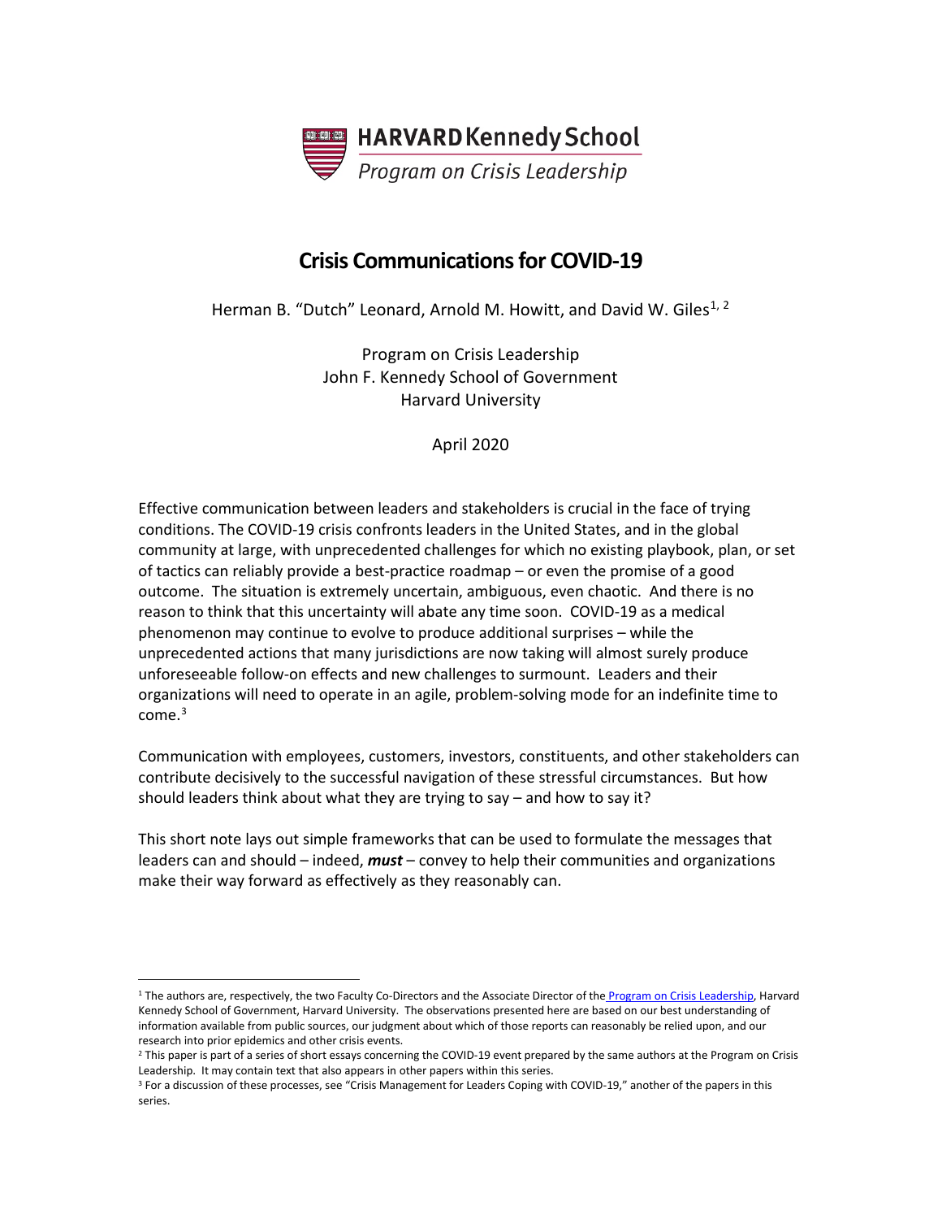HARVARD Kennedy School
*Program on Crisis Leadership*

# Crisis Communications for COVID-19

Herman B. "Dutch" Leonard, Arnold M. Howitt, and David W. Giles[1, 2]

Program on Crisis Leadership
John F. Kennedy School of Government
Harvard University

April 2020

Effective communication between leaders and stakeholders is crucial in the face of trying conditions. The COVID-19 crisis confronts leaders in the United States, and in the global community at large, with unprecedented challenges for which no existing playbook, plan, or set of tactics can reliably provide a best-practice roadmap – or even the promise of a good outcome. The situation is extremely uncertain, ambiguous, even chaotic. And there is no reason to think that this uncertainty will abate any time soon. COVID-19 as a medical phenomenon may continue to evolve to produce additional surprises – while the unprecedented actions that many jurisdictions are now taking will almost surely produce unforeseeable follow-on effects and new challenges to surmount. Leaders and their organizations will need to operate in an agile, problem-solving mode for an indefinite time to come.[3]

Communication with employees, customers, investors, constituents, and other stakeholders can contribute decisively to the successful navigation of these stressful circumstances. But how should leaders think about what they are trying to say – and how to say it?

This short note lays out simple frameworks that can be used to formulate the messages that leaders can and should – indeed, ***must*** – convey to help their communities and organizations make their way forward as effectively as they reasonably can.

---

[1] The authors are, respectively, the two Faculty Co-Directors and the Associate Director of the Program on Crisis Leadership, Harvard Kennedy School of Government, Harvard University. The observations presented here are based on our best understanding of information available from public sources, our judgment about which of those reports can reasonably be relied upon, and our research into prior epidemics and other crisis events.

[2] This paper is part of a series of short essays concerning the COVID-19 event prepared by the same authors at the Program on Crisis Leadership. It may contain text that also appears in other papers within this series.

[3] For a discussion of these processes, see "Crisis Management for Leaders Coping with COVID-19," another of the papers in this series.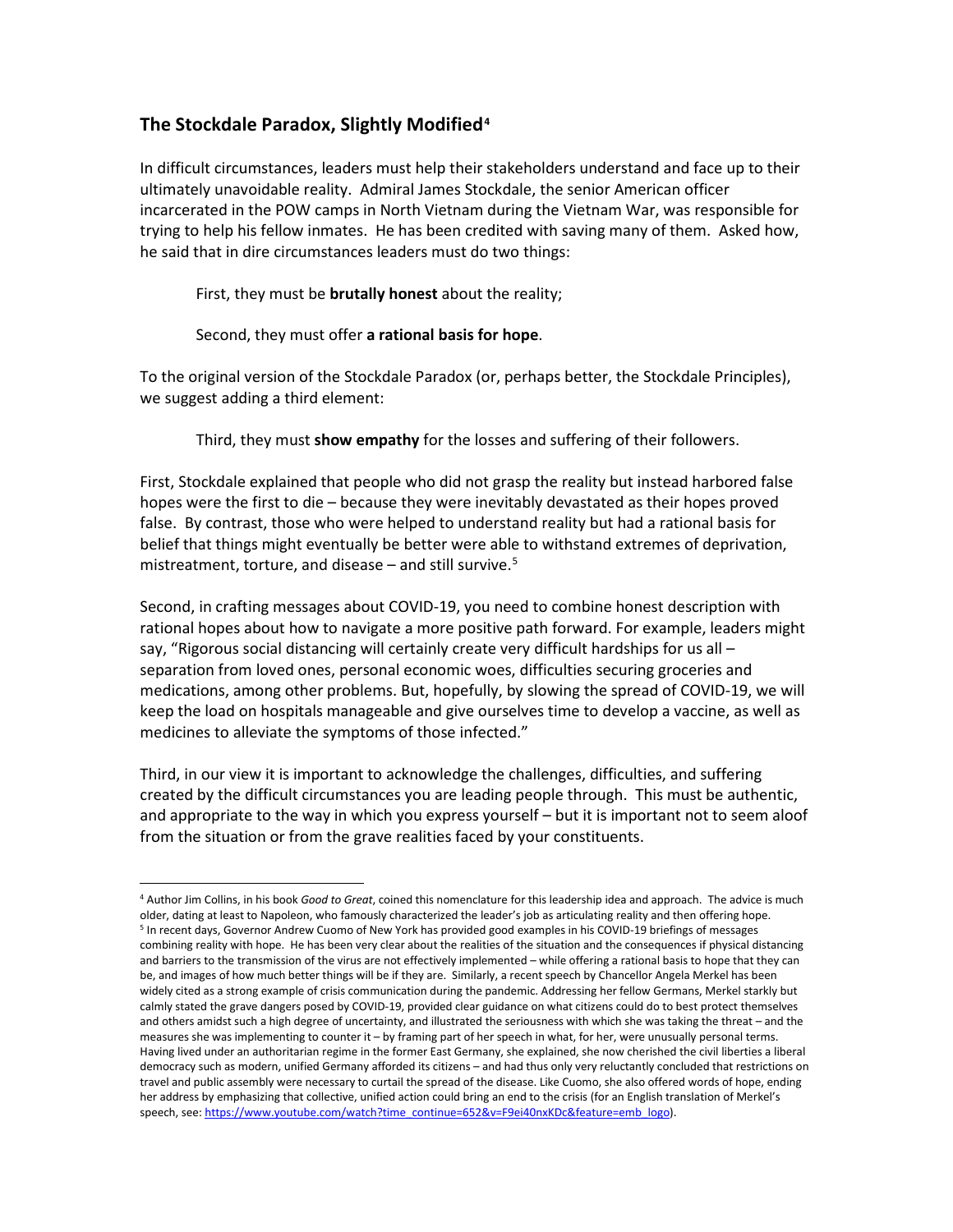## The Stockdale Paradox, Slightly Modified[4]

In difficult circumstances, leaders must help their stakeholders understand and face up to their ultimately unavoidable reality. Admiral James Stockdale, the senior American officer incarcerated in the POW camps in North Vietnam during the Vietnam War, was responsible for trying to help his fellow inmates. He has been credited with saving many of them. Asked how, he said that in dire circumstances leaders must do two things:

First, they must be **brutally honest** about the reality;

Second, they must offer **a rational basis for hope**.

To the original version of the Stockdale Paradox (or, perhaps better, the Stockdale Principles), we suggest adding a third element:

Third, they must **show empathy** for the losses and suffering of their followers.

First, Stockdale explained that people who did not grasp the reality but instead harbored false hopes were the first to die – because they were inevitably devastated as their hopes proved false. By contrast, those who were helped to understand reality but had a rational basis for belief that things might eventually be better were able to withstand extremes of deprivation, mistreatment, torture, and disease – and still survive.[5]

Second, in crafting messages about COVID-19, you need to combine honest description with rational hopes about how to navigate a more positive path forward. For example, leaders might say, "Rigorous social distancing will certainly create very difficult hardships for us all – separation from loved ones, personal economic woes, difficulties securing groceries and medications, among other problems. But, hopefully, by slowing the spread of COVID-19, we will keep the load on hospitals manageable and give ourselves time to develop a vaccine, as well as medicines to alleviate the symptoms of those infected."

Third, in our view it is important to acknowledge the challenges, difficulties, and suffering created by the difficult circumstances you are leading people through. This must be authentic, and appropriate to the way in which you express yourself – but it is important not to seem aloof from the situation or from the grave realities faced by your constituents.

---

[4] Author Jim Collins, in his book *Good to Great*, coined this nomenclature for this leadership idea and approach. The advice is much older, dating at least to Napoleon, who famously characterized the leader's job as articulating reality and then offering hope.

[5] In recent days, Governor Andrew Cuomo of New York has provided good examples in his COVID-19 briefings of messages combining reality with hope. He has been very clear about the realities of the situation and the consequences if physical distancing and barriers to the transmission of the virus are not effectively implemented – while offering a rational basis to hope that they can be, and images of how much better things will be if they are. Similarly, a recent speech by Chancellor Angela Merkel has been widely cited as a strong example of crisis communication during the pandemic. Addressing her fellow Germans, Merkel starkly but calmly stated the grave dangers posed by COVID-19, provided clear guidance on what citizens could do to best protect themselves and others amidst such a high degree of uncertainty, and illustrated the seriousness with which she was taking the threat – and the measures she was implementing to counter it – by framing part of her speech in what, for her, were unusually personal terms. Having lived under an authoritarian regime in the former East Germany, she explained, she now cherished the civil liberties a liberal democracy such as modern, unified Germany afforded its citizens – and had thus only very reluctantly concluded that restrictions on travel and public assembly were necessary to curtail the spread of the disease. Like Cuomo, she also offered words of hope, ending her address by emphasizing that collective, unified action could bring an end to the crisis (for an English translation of Merkel's speech, see: https://www.youtube.com/watch?time_continue=652&v=F9ei40nxKDc&feature=emb_logo).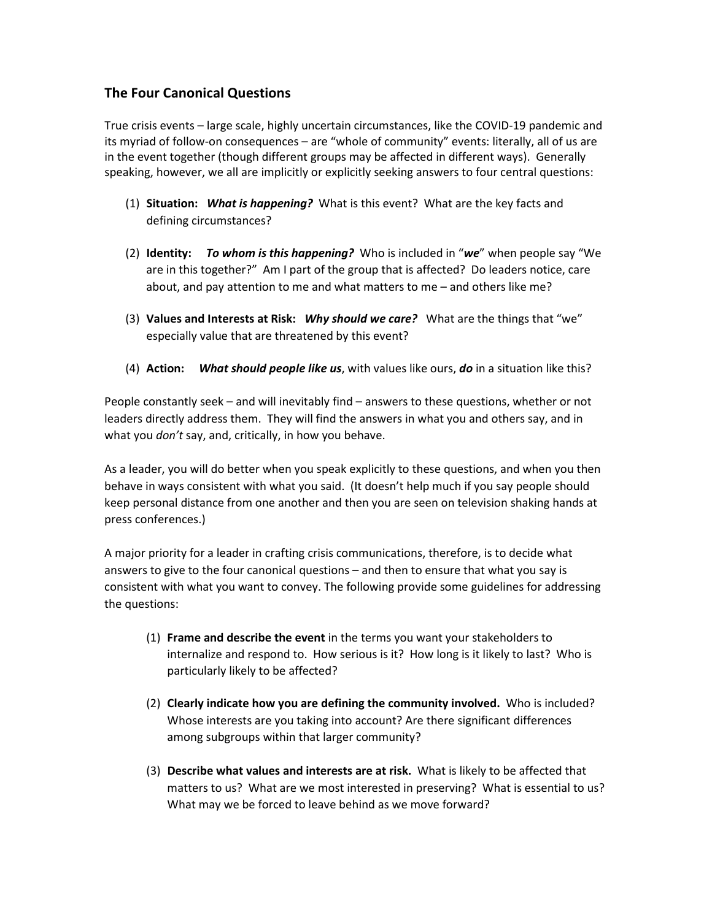## The Four Canonical Questions

True crisis events – large scale, highly uncertain circumstances, like the COVID-19 pandemic and its myriad of follow-on consequences – are "whole of community" events: literally, all of us are in the event together (though different groups may be affected in different ways). Generally speaking, however, we all are implicitly or explicitly seeking answers to four central questions:

(1) **Situation:** ***What is happening?*** What is this event? What are the key facts and defining circumstances?

(2) **Identity:** ***To whom is this happening?*** Who is included in "***we***" when people say "We are in this together?" Am I part of the group that is affected? Do leaders notice, care about, and pay attention to me and what matters to me – and others like me?

(3) **Values and Interests at Risk:** ***Why should we care?*** What are the things that "we" especially value that are threatened by this event?

(4) **Action:** ***What should people like us***, with values like ours, ***do*** in a situation like this?

People constantly seek – and will inevitably find – answers to these questions, whether or not leaders directly address them. They will find the answers in what you and others say, and in what you *don't* say, and, critically, in how you behave.

As a leader, you will do better when you speak explicitly to these questions, and when you then behave in ways consistent with what you said. (It doesn't help much if you say people should keep personal distance from one another and then you are seen on television shaking hands at press conferences.)

A major priority for a leader in crafting crisis communications, therefore, is to decide what answers to give to the four canonical questions – and then to ensure that what you say is consistent with what you want to convey. The following provide some guidelines for addressing the questions:

(1) **Frame and describe the event** in the terms you want your stakeholders to internalize and respond to. How serious is it? How long is it likely to last? Who is particularly likely to be affected?

(2) **Clearly indicate how you are defining the community involved.** Who is included? Whose interests are you taking into account? Are there significant differences among subgroups within that larger community?

(3) **Describe what values and interests are at risk.** What is likely to be affected that matters to us? What are we most interested in preserving? What is essential to us? What may we be forced to leave behind as we move forward?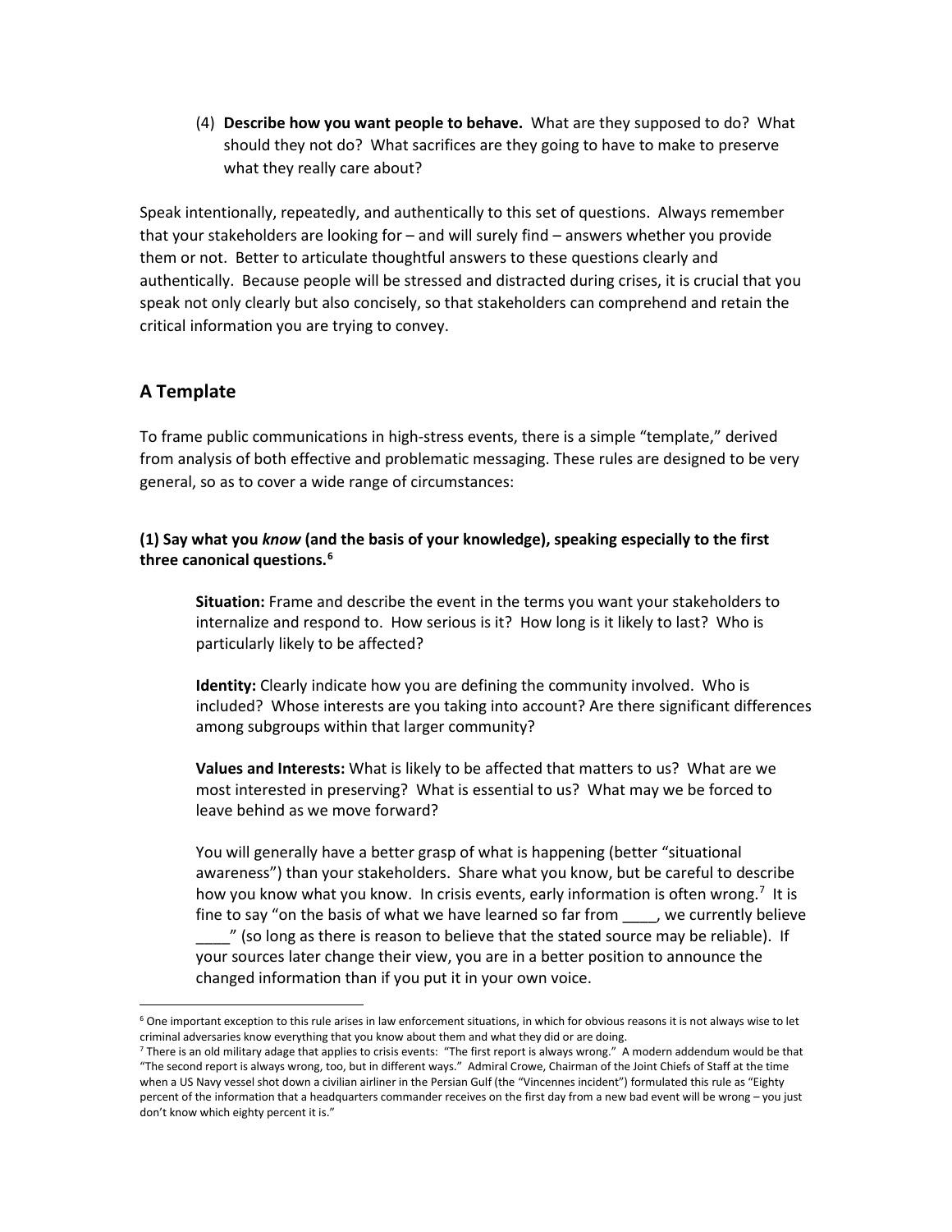(4) **Describe how you want people to behave.** What are they supposed to do? What should they not do? What sacrifices are they going to have to make to preserve what they really care about?

Speak intentionally, repeatedly, and authentically to this set of questions. Always remember that your stakeholders are looking for – and will surely find – answers whether you provide them or not. Better to articulate thoughtful answers to these questions clearly and authentically. Because people will be stressed and distracted during crises, it is crucial that you speak not only clearly but also concisely, so that stakeholders can comprehend and retain the critical information you are trying to convey.

## A Template

To frame public communications in high-stress events, there is a simple "template," derived from analysis of both effective and problematic messaging. These rules are designed to be very general, so as to cover a wide range of circumstances:

### (1) Say what you *know* (and the basis of your knowledge), speaking especially to the first three canonical questions.[6]

**Situation:** Frame and describe the event in the terms you want your stakeholders to internalize and respond to. How serious is it? How long is it likely to last? Who is particularly likely to be affected?

**Identity:** Clearly indicate how you are defining the community involved. Who is included? Whose interests are you taking into account? Are there significant differences among subgroups within that larger community?

**Values and Interests:** What is likely to be affected that matters to us? What are we most interested in preserving? What is essential to us? What may we be forced to leave behind as we move forward?

You will generally have a better grasp of what is happening (better "situational awareness") than your stakeholders. Share what you know, but be careful to describe how you know what you know. In crisis events, early information is often wrong.[7] It is fine to say "on the basis of what we have learned so far from ____, we currently believe ____" (so long as there is reason to believe that the stated source may be reliable). If your sources later change their view, you are in a better position to announce the changed information than if you put it in your own voice.

---

[6] One important exception to this rule arises in law enforcement situations, in which for obvious reasons it is not always wise to let criminal adversaries know everything that you know about them and what they did or are doing.

[7] There is an old military adage that applies to crisis events: "The first report is always wrong." A modern addendum would be that "The second report is always wrong, too, but in different ways." Admiral Crowe, Chairman of the Joint Chiefs of Staff at the time when a US Navy vessel shot down a civilian airliner in the Persian Gulf (the "Vincennes incident") formulated this rule as "Eighty percent of the information that a headquarters commander receives on the first day from a new bad event will be wrong – you just don't know which eighty percent it is."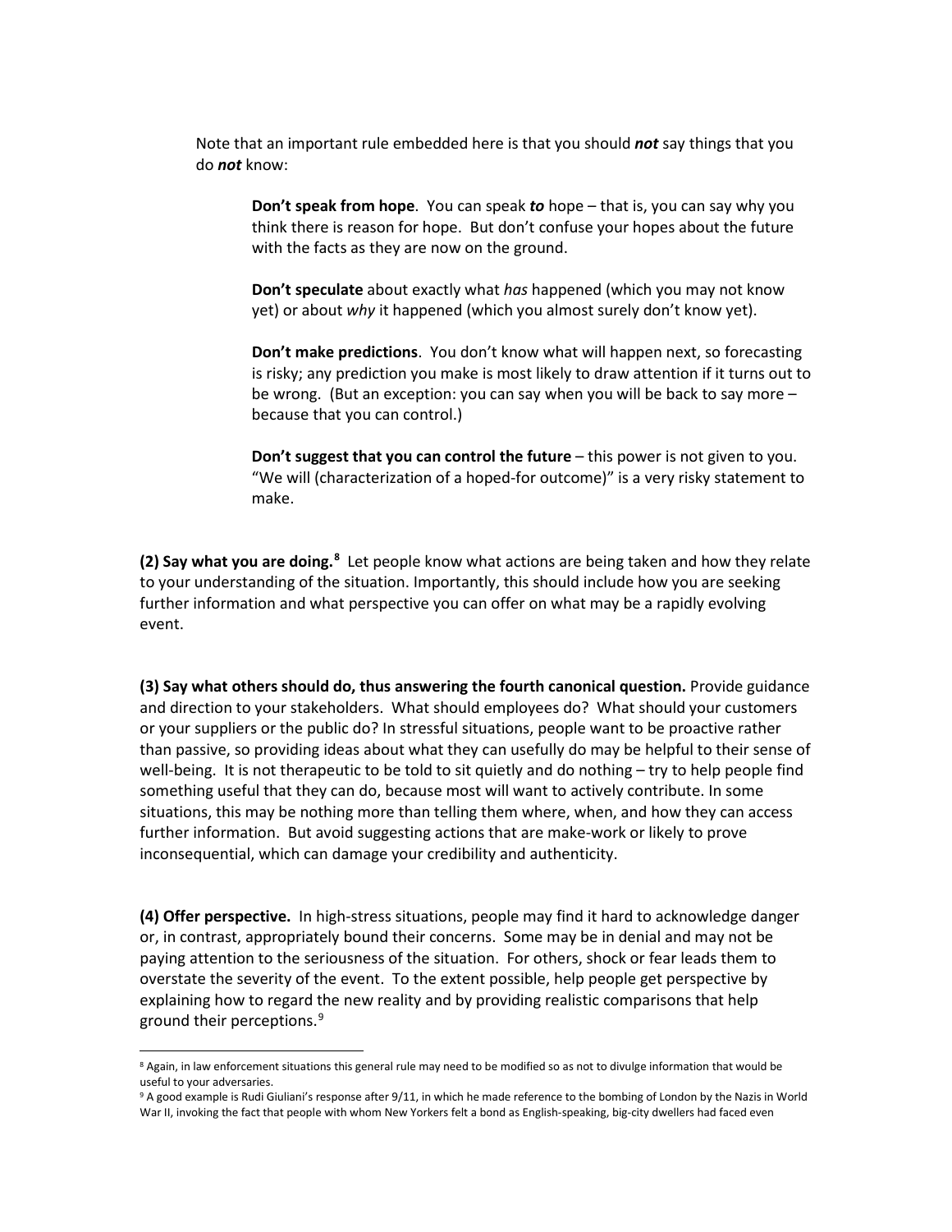Note that an important rule embedded here is that you should ***not*** say things that you do ***not*** know:

> **Don't speak from hope**. You can speak ***to*** hope – that is, you can say why you think there is reason for hope. But don't confuse your hopes about the future with the facts as they are now on the ground.
>
> **Don't speculate** about exactly what *has* happened (which you may not know yet) or about *why* it happened (which you almost surely don't know yet).
>
> **Don't make predictions**. You don't know what will happen next, so forecasting is risky; any prediction you make is most likely to draw attention if it turns out to be wrong. (But an exception: you can say when you will be back to say more – because that you can control.)
>
> **Don't suggest that you can control the future** – this power is not given to you. "We will (characterization of a hoped-for outcome)" is a very risky statement to make.

**(2) Say what you are doing.**[8] Let people know what actions are being taken and how they relate to your understanding of the situation. Importantly, this should include how you are seeking further information and what perspective you can offer on what may be a rapidly evolving event.

**(3) Say what others should do, thus answering the fourth canonical question.** Provide guidance and direction to your stakeholders. What should employees do? What should your customers or your suppliers or the public do? In stressful situations, people want to be proactive rather than passive, so providing ideas about what they can usefully do may be helpful to their sense of well-being. It is not therapeutic to be told to sit quietly and do nothing – try to help people find something useful that they can do, because most will want to actively contribute. In some situations, this may be nothing more than telling them where, when, and how they can access further information. But avoid suggesting actions that are make-work or likely to prove inconsequential, which can damage your credibility and authenticity.

**(4) Offer perspective.** In high-stress situations, people may find it hard to acknowledge danger or, in contrast, appropriately bound their concerns. Some may be in denial and may not be paying attention to the seriousness of the situation. For others, shock or fear leads them to overstate the severity of the event. To the extent possible, help people get perspective by explaining how to regard the new reality and by providing realistic comparisons that help ground their perceptions.[9]

---

[8] Again, in law enforcement situations this general rule may need to be modified so as not to divulge information that would be useful to your adversaries.

[9] A good example is Rudi Giuliani's response after 9/11, in which he made reference to the bombing of London by the Nazis in World War II, invoking the fact that people with whom New Yorkers felt a bond as English-speaking, big-city dwellers had faced even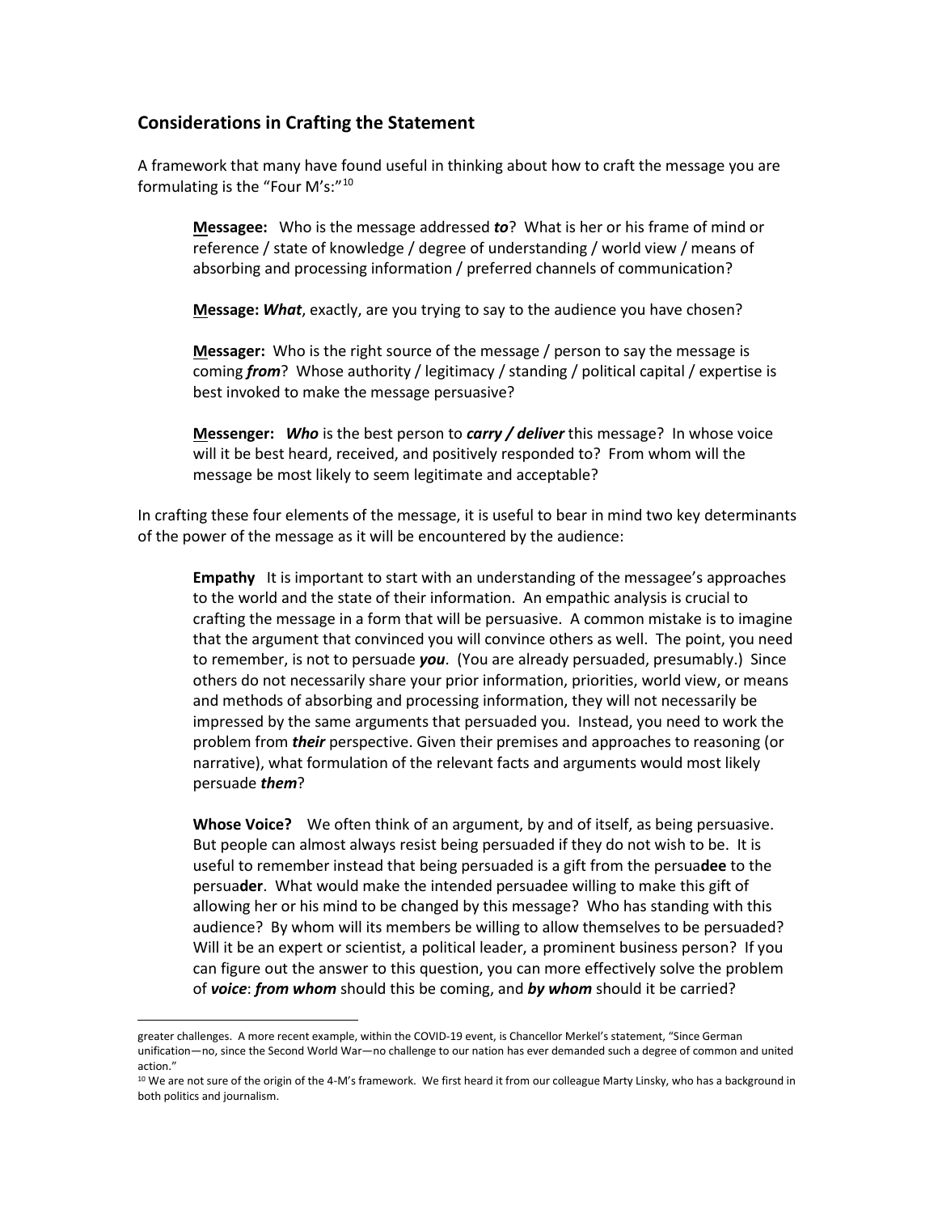## Considerations in Crafting the Statement

A framework that many have found useful in thinking about how to craft the message you are formulating is the "Four M's:"[10]

> **<u>M</u>essagee:** Who is the message addressed ***to***? What is her or his frame of mind or reference / state of knowledge / degree of understanding / world view / means of absorbing and processing information / preferred channels of communication?
>
> **<u>M</u>essage: *What***, exactly, are you trying to say to the audience you have chosen?
>
> **<u>M</u>essager:** Who is the right source of the message / person to say the message is coming ***from***? Whose authority / legitimacy / standing / political capital / expertise is best invoked to make the message persuasive?
>
> **<u>M</u>essenger: *Who*** is the best person to ***carry / deliver*** this message? In whose voice will it be best heard, received, and positively responded to? From whom will the message be most likely to seem legitimate and acceptable?

In crafting these four elements of the message, it is useful to bear in mind two key determinants of the power of the message as it will be encountered by the audience:

> **Empathy** It is important to start with an understanding of the messagee's approaches to the world and the state of their information. An empathic analysis is crucial to crafting the message in a form that will be persuasive. A common mistake is to imagine that the argument that convinced you will convince others as well. The point, you need to remember, is not to persuade ***you***. (You are already persuaded, presumably.) Since others do not necessarily share your prior information, priorities, world view, or means and methods of absorbing and processing information, they will not necessarily be impressed by the same arguments that persuaded you. Instead, you need to work the problem from ***their*** perspective. Given their premises and approaches to reasoning (or narrative), what formulation of the relevant facts and arguments would most likely persuade ***them***?
>
> **Whose Voice?** We often think of an argument, by and of itself, as being persuasive. But people can almost always resist being persuaded if they do not wish to be. It is useful to remember instead that being persuaded is a gift from the persua**dee** to the persua**der**. What would make the intended persuadee willing to make this gift of allowing her or his mind to be changed by this message? Who has standing with this audience? By whom will its members be willing to allow themselves to be persuaded? Will it be an expert or scientist, a political leader, a prominent business person? If you can figure out the answer to this question, you can more effectively solve the problem of ***voice***: ***from whom*** should this be coming, and ***by whom*** should it be carried?

---

greater challenges. A more recent example, within the COVID-19 event, is Chancellor Merkel's statement, "Since German unification—no, since the Second World War—no challenge to our nation has ever demanded such a degree of common and united action."

[10] We are not sure of the origin of the 4-M's framework. We first heard it from our colleague Marty Linsky, who has a background in both politics and journalism.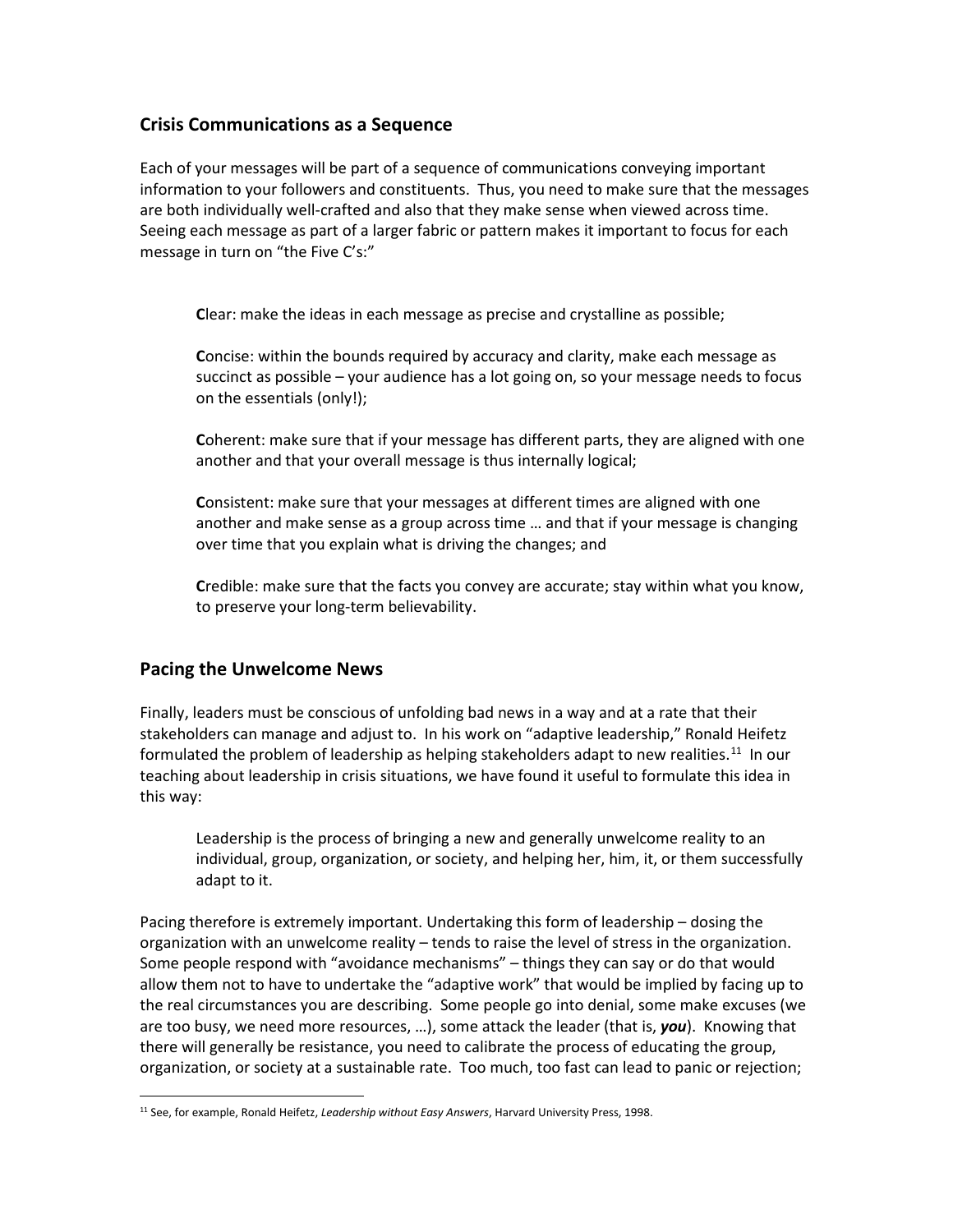## Crisis Communications as a Sequence

Each of your messages will be part of a sequence of communications conveying important information to your followers and constituents. Thus, you need to make sure that the messages are both individually well-crafted and also that they make sense when viewed across time. Seeing each message as part of a larger fabric or pattern makes it important to focus for each message in turn on "the Five C's:"

> **C**lear: make the ideas in each message as precise and crystalline as possible;
>
> **C**oncise: within the bounds required by accuracy and clarity, make each message as succinct as possible – your audience has a lot going on, so your message needs to focus on the essentials (only!);
>
> **C**oherent: make sure that if your message has different parts, they are aligned with one another and that your overall message is thus internally logical;
>
> **C**onsistent: make sure that your messages at different times are aligned with one another and make sense as a group across time … and that if your message is changing over time that you explain what is driving the changes; and
>
> **C**redible: make sure that the facts you convey are accurate; stay within what you know, to preserve your long-term believability.

## Pacing the Unwelcome News

Finally, leaders must be conscious of unfolding bad news in a way and at a rate that their stakeholders can manage and adjust to. In his work on "adaptive leadership," Ronald Heifetz formulated the problem of leadership as helping stakeholders adapt to new realities.[11] In our teaching about leadership in crisis situations, we have found it useful to formulate this idea in this way:

> Leadership is the process of bringing a new and generally unwelcome reality to an individual, group, organization, or society, and helping her, him, it, or them successfully adapt to it.

Pacing therefore is extremely important. Undertaking this form of leadership – dosing the organization with an unwelcome reality – tends to raise the level of stress in the organization. Some people respond with "avoidance mechanisms" – things they can say or do that would allow them not to have to undertake the "adaptive work" that would be implied by facing up to the real circumstances you are describing. Some people go into denial, some make excuses (we are too busy, we need more resources, …), some attack the leader (that is, ***you***). Knowing that there will generally be resistance, you need to calibrate the process of educating the group, organization, or society at a sustainable rate. Too much, too fast can lead to panic or rejection;

---

[11] See, for example, Ronald Heifetz, *Leadership without Easy Answers*, Harvard University Press, 1998.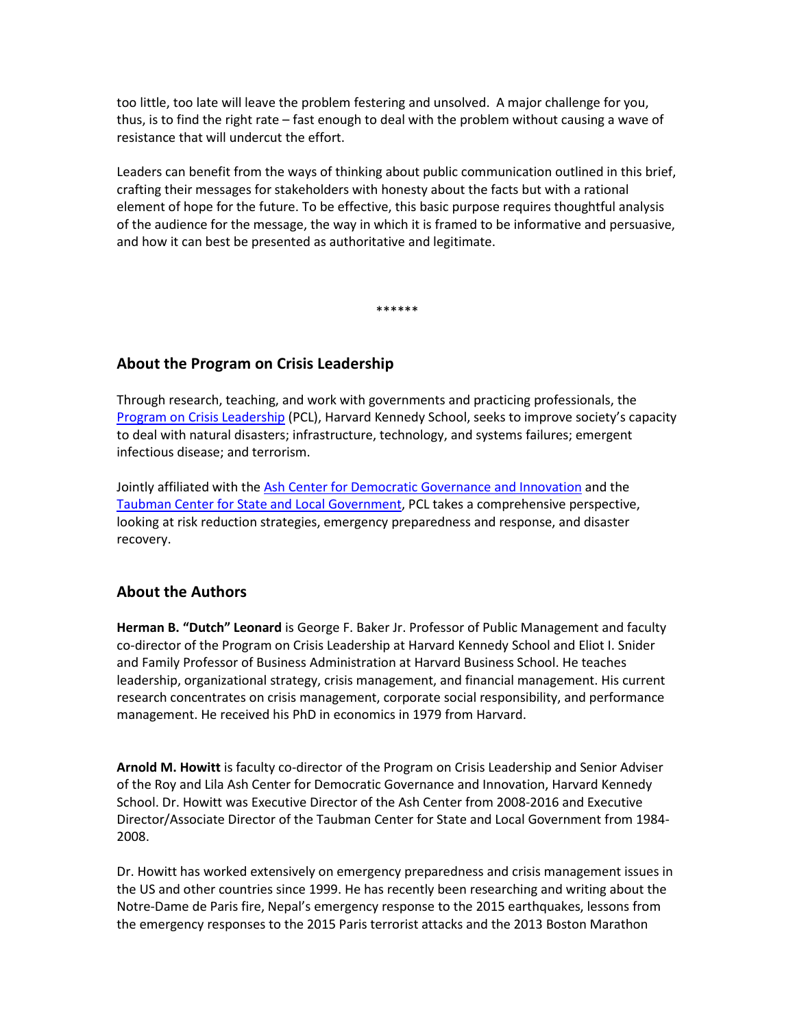too little, too late will leave the problem festering and unsolved. A major challenge for you, thus, is to find the right rate – fast enough to deal with the problem without causing a wave of resistance that will undercut the effort.

Leaders can benefit from the ways of thinking about public communication outlined in this brief, crafting their messages for stakeholders with honesty about the facts but with a rational element of hope for the future. To be effective, this basic purpose requires thoughtful analysis of the audience for the message, the way in which it is framed to be informative and persuasive, and how it can best be presented as authoritative and legitimate.

******

## About the Program on Crisis Leadership

Through research, teaching, and work with governments and practicing professionals, the Program on Crisis Leadership (PCL), Harvard Kennedy School, seeks to improve society's capacity to deal with natural disasters; infrastructure, technology, and systems failures; emergent infectious disease; and terrorism.

Jointly affiliated with the Ash Center for Democratic Governance and Innovation and the Taubman Center for State and Local Government, PCL takes a comprehensive perspective, looking at risk reduction strategies, emergency preparedness and response, and disaster recovery.

## About the Authors

**Herman B. "Dutch" Leonard** is George F. Baker Jr. Professor of Public Management and faculty co-director of the Program on Crisis Leadership at Harvard Kennedy School and Eliot I. Snider and Family Professor of Business Administration at Harvard Business School. He teaches leadership, organizational strategy, crisis management, and financial management. His current research concentrates on crisis management, corporate social responsibility, and performance management. He received his PhD in economics in 1979 from Harvard.

**Arnold M. Howitt** is faculty co-director of the Program on Crisis Leadership and Senior Adviser of the Roy and Lila Ash Center for Democratic Governance and Innovation, Harvard Kennedy School. Dr. Howitt was Executive Director of the Ash Center from 2008-2016 and Executive Director/Associate Director of the Taubman Center for State and Local Government from 1984-2008.

Dr. Howitt has worked extensively on emergency preparedness and crisis management issues in the US and other countries since 1999. He has recently been researching and writing about the Notre-Dame de Paris fire, Nepal's emergency response to the 2015 earthquakes, lessons from the emergency responses to the 2015 Paris terrorist attacks and the 2013 Boston Marathon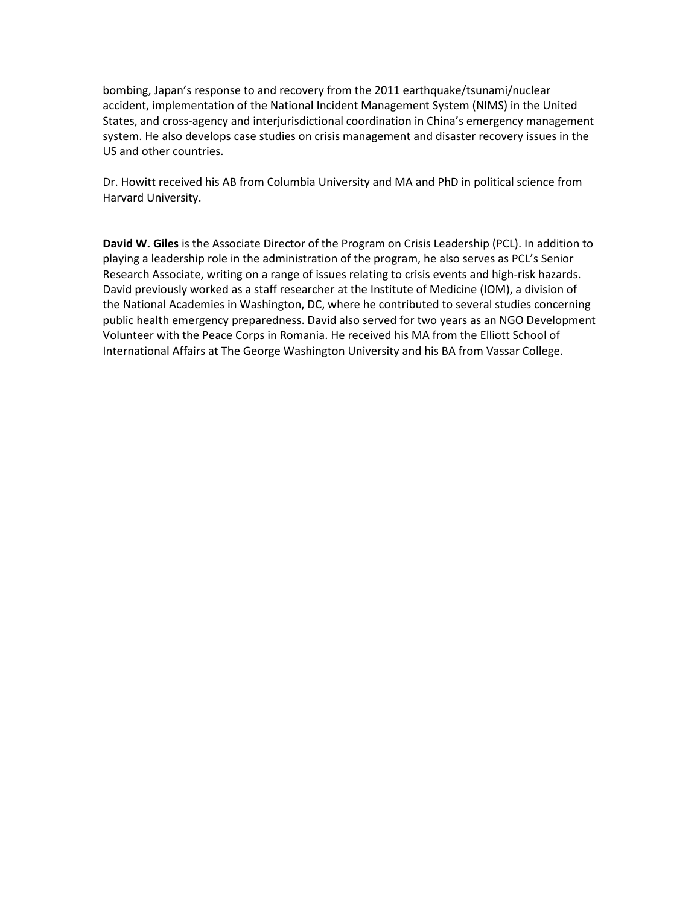bombing, Japan's response to and recovery from the 2011 earthquake/tsunami/nuclear accident, implementation of the National Incident Management System (NIMS) in the United States, and cross-agency and interjurisdictional coordination in China's emergency management system. He also develops case studies on crisis management and disaster recovery issues in the US and other countries.

Dr. Howitt received his AB from Columbia University and MA and PhD in political science from Harvard University.

**David W. Giles** is the Associate Director of the Program on Crisis Leadership (PCL). In addition to playing a leadership role in the administration of the program, he also serves as PCL's Senior Research Associate, writing on a range of issues relating to crisis events and high-risk hazards. David previously worked as a staff researcher at the Institute of Medicine (IOM), a division of the National Academies in Washington, DC, where he contributed to several studies concerning public health emergency preparedness. David also served for two years as an NGO Development Volunteer with the Peace Corps in Romania. He received his MA from the Elliott School of International Affairs at The George Washington University and his BA from Vassar College.